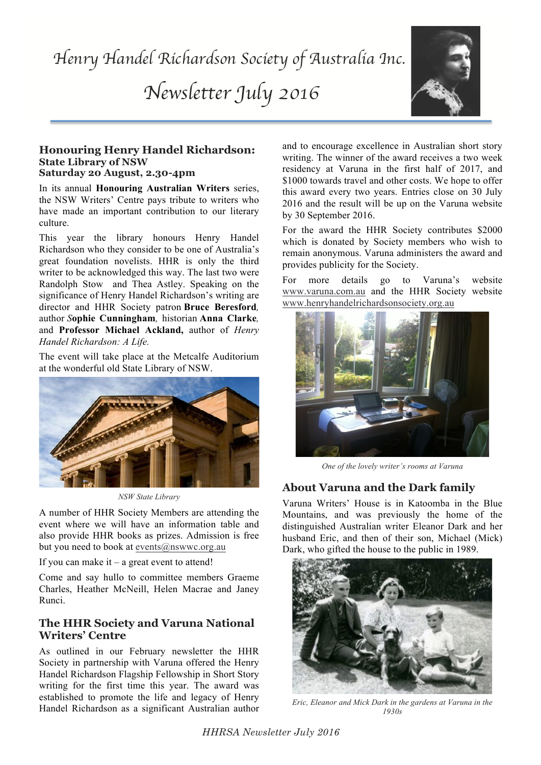# Henry Handel Richardson Society of Australia Inc.

# Newsletter July 2016

## Honouring Henry Handel Richardson: State Library of NSW Saturday 20 August, 2.30-4pm

In its annual **Honouring Australian Writers** series, the NSW Writers' Centre pays tribute to writers who have made an important contribution to our literary culture.

This year the library honours Henry Handel Richardson who they consider to be one of Australia's great foundation novelists. HHR is only the third writer to be acknowledged this way. The last two were Randolph Stow and Thea Astley. Speaking on the significance of Henry Handel Richardson's writing are director and HHR Society patron **Bruce Beresford**, author ***S*ophie Cunningham**, historian **Anna Clarke**, and **Professor Michael Ackland,** author of *Henry Handel Richardson: A Life.*

The event will take place at the Metcalfe Auditorium at the wonderful old State Library of NSW.

*NSW State Library*

A number of HHR Society Members are attending the event where we will have an information table and also provide HHR books as prizes. Admission is free but you need to book at events@nswwc.org.au

If you can make it – a great event to attend!

Come and say hullo to committee members Graeme Charles, Heather McNeill, Helen Macrae and Janey Runci.

## The HHR Society and Varuna National Writers' Centre

As outlined in our February newsletter the HHR Society in partnership with Varuna offered the Henry Handel Richardson Flagship Fellowship in Short Story writing for the first time this year. The award was established to promote the life and legacy of Henry Handel Richardson as a significant Australian author and to encourage excellence in Australian short story writing. The winner of the award receives a two week residency at Varuna in the first half of 2017, and $1000 towards travel and other costs. We hope to offer this award every two years. Entries close on 30 July 2016 and the result will be up on the Varuna website by 30 September 2016.

For the award the HHR Society contributes $2000 which is donated by Society members who wish to remain anonymous. Varuna administers the award and provides publicity for the Society.

For more details go to Varuna's website www.varuna.com.au and the HHR Society website www.henryhandelrichardsonsociety.org.au

*One of the lovely writer's rooms at Varuna*

## About Varuna and the Dark family

Varuna Writers' House is in Katoomba in the Blue Mountains, and was previously the home of the distinguished Australian writer Eleanor Dark and her husband Eric, and then of their son, Michael (Mick) Dark, who gifted the house to the public in 1989.

*Eric, Eleanor and Mick Dark in the gardens at Varuna in the 1930s*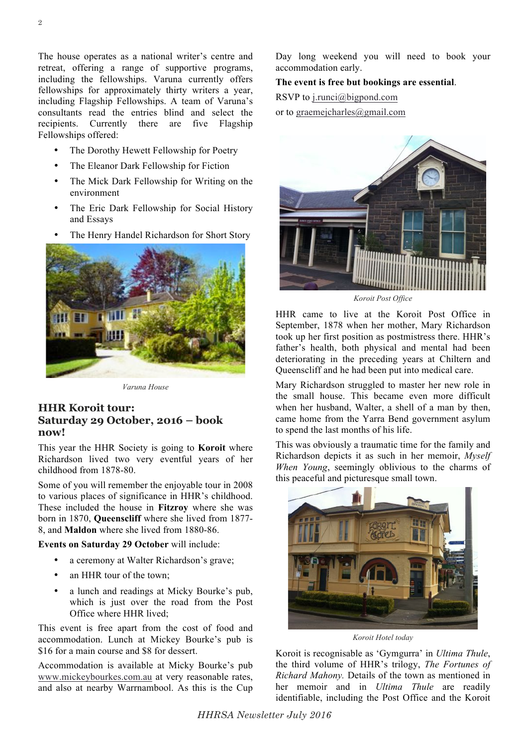The house operates as a national writer's centre and retreat, offering a range of supportive programs, including the fellowships. Varuna currently offers fellowships for approximately thirty writers a year, including Flagship Fellowships. A team of Varuna's consultants read the entries blind and select the recipients. Currently there are five Flagship Fellowships offered:

- The Dorothy Hewett Fellowship for Poetry
- The Eleanor Dark Fellowship for Fiction
- The Mick Dark Fellowship for Writing on the environment
- The Eric Dark Fellowship for Social History and Essays
- The Henry Handel Richardson for Short Story

*Varuna House*

## HHR Koroit tour: Saturday 29 October, 2016 – book now!

This year the HHR Society is going to **Koroit** where Richardson lived two very eventful years of her childhood from 1878-80.

Some of you will remember the enjoyable tour in 2008 to various places of significance in HHR's childhood. These included the house in **Fitzroy** where she was born in 1870, **Queenscliff** where she lived from 1877-8, and **Maldon** where she lived from 1880-86.

**Events on Saturday 29 October** will include:

- a ceremony at Walter Richardson's grave;
- an HHR tour of the town;
- a lunch and readings at Micky Bourke's pub, which is just over the road from the Post Office where HHR lived;

This event is free apart from the cost of food and accommodation. Lunch at Mickey Bourke's pub is $16 for a main course and $8 for dessert.

Accommodation is available at Micky Bourke's pub www.mickeybourkes.com.au at very reasonable rates, and also at nearby Warrnambool. As this is the Cup Day long weekend you will need to book your accommodation early.

**The event is free but bookings are essential**.

RSVP to j.runci@bigpond.com

or to graemejcharles@gmail.com

*Koroit Post Office*

HHR came to live at the Koroit Post Office in September, 1878 when her mother, Mary Richardson took up her first position as postmistress there. HHR's father's health, both physical and mental had been deteriorating in the preceding years at Chiltern and Queenscliff and he had been put into medical care.

Mary Richardson struggled to master her new role in the small house. This became even more difficult when her husband, Walter, a shell of a man by then, came home from the Yarra Bend government asylum to spend the last months of his life.

This was obviously a traumatic time for the family and Richardson depicts it as such in her memoir, *Myself When Young*, seemingly oblivious to the charms of this peaceful and picturesque small town.

*Koroit Hotel today*

Koroit is recognisable as 'Gymgurra' in *Ultima Thule*, the third volume of HHR's trilogy, *The Fortunes of Richard Mahony.* Details of the town as mentioned in her memoir and in *Ultima Thule* are readily identifiable, including the Post Office and the Koroit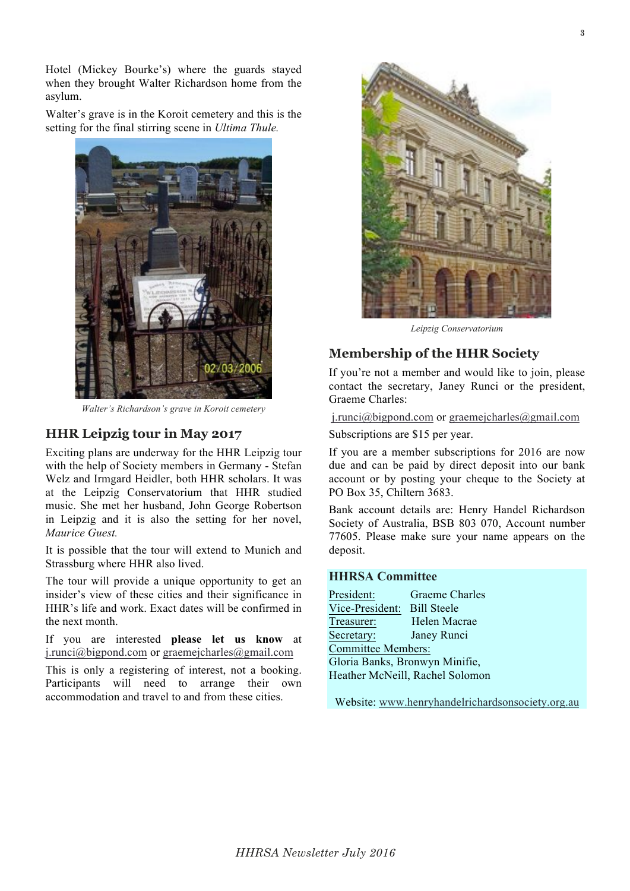Hotel (Mickey Bourke's) where the guards stayed when they brought Walter Richardson home from the asylum.

Walter's grave is in the Koroit cemetery and this is the setting for the final stirring scene in *Ultima Thule.*

*Walter's Richardson's grave in Koroit cemetery*

## HHR Leipzig tour in May 2017

Exciting plans are underway for the HHR Leipzig tour with the help of Society members in Germany - Stefan Welz and Irmgard Heidler, both HHR scholars. It was at the Leipzig Conservatorium that HHR studied music. She met her husband, John George Robertson in Leipzig and it is also the setting for her novel, *Maurice Guest.*

It is possible that the tour will extend to Munich and Strassburg where HHR also lived.

The tour will provide a unique opportunity to get an insider's view of these cities and their significance in HHR's life and work. Exact dates will be confirmed in the next month.

If you are interested **please let us know** at j.runci@bigpond.com or graemejcharles@gmail.com

This is only a registering of interest, not a booking. Participants will need to arrange their own accommodation and travel to and from these cities.

*Leipzig Conservatorium*

## Membership of the HHR Society

If you're not a member and would like to join, please contact the secretary, Janey Runci or the president, Graeme Charles:

j.runci@bigpond.com or graemejcharles@gmail.com

Subscriptions are $15 per year.

If you are a member subscriptions for 2016 are now due and can be paid by direct deposit into our bank account or by posting your cheque to the Society at PO Box 35, Chiltern 3683.

Bank account details are: Henry Handel Richardson Society of Australia, BSB 803 070, Account number 77605. Please make sure your name appears on the deposit.

### HHRSA Committee

President: Graeme Charles
Vice-President: Bill Steele
Treasurer: Helen Macrae
Secretary: Janey Runci
Committee Members:
Gloria Banks, Bronwyn Minifie,
Heather McNeill, Rachel Solomon

Website: www.henryhandelrichardsonsociety.org.au